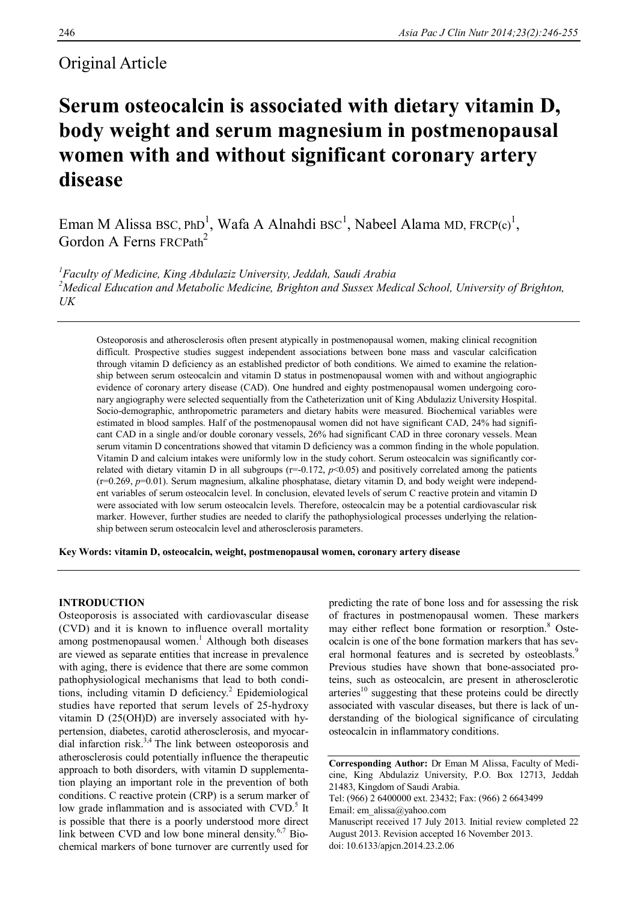Original Article

# Serum osteocalcin is associated with dietary vitamin D, body weight and serum magnesium in postmenopausal women with and without significant coronary artery disease

Eman M Alissa BSC, PhD[1], Wafa A Alnahdi BSC[1], Nabeel Alama MD, FRCP(c)[1], Gordon A Ferns FRCPath[2]

[1]*Faculty of Medicine, King Abdulaziz University, Jeddah, Saudi Arabia*
[2]*Medical Education and Metabolic Medicine, Brighton and Sussex Medical School, University of Brighton, UK*

Osteoporosis and atherosclerosis often present atypically in postmenopausal women, making clinical recognition difficult. Prospective studies suggest independent associations between bone mass and vascular calcification through vitamin D deficiency as an established predictor of both conditions. We aimed to examine the relationship between serum osteocalcin and vitamin D status in postmenopausal women with and without angiographic evidence of coronary artery disease (CAD). One hundred and eighty postmenopausal women undergoing coronary angiography were selected sequentially from the Catheterization unit of King Abdulaziz University Hospital. Socio-demographic, anthropometric parameters and dietary habits were measured. Biochemical variables were estimated in blood samples. Half of the postmenopausal women did not have significant CAD, 24% had significant CAD in a single and/or double coronary vessels, 26% had significant CAD in three coronary vessels. Mean serum vitamin D concentrations showed that vitamin D deficiency was a common finding in the whole population. Vitamin D and calcium intakes were uniformly low in the study cohort. Serum osteocalcin was significantly correlated with dietary vitamin D in all subgroups ($r=-0.172$, $p<0.05$) and positively correlated among the patients ($r=0.269$, $p=0.01$). Serum magnesium, alkaline phosphatase, dietary vitamin D, and body weight were independent variables of serum osteocalcin level. In conclusion, elevated levels of serum C reactive protein and vitamin D were associated with low serum osteocalcin levels. Therefore, osteocalcin may be a potential cardiovascular risk marker. However, further studies are needed to clarify the pathophysiological processes underlying the relationship between serum osteocalcin level and atherosclerosis parameters.

**Key Words: vitamin D, osteocalcin, weight, postmenopausal women, coronary artery disease**

## INTRODUCTION

Osteoporosis is associated with cardiovascular disease (CVD) and it is known to influence overall mortality among postmenopausal women.[1] Although both diseases are viewed as separate entities that increase in prevalence with aging, there is evidence that there are some common pathophysiological mechanisms that lead to both conditions, including vitamin D deficiency.[2] Epidemiological studies have reported that serum levels of 25-hydroxy vitamin D (25(OH)D) are inversely associated with hypertension, diabetes, carotid atherosclerosis, and myocardial infarction risk.[3,4] The link between osteoporosis and atherosclerosis could potentially influence the therapeutic approach to both disorders, with vitamin D supplementation playing an important role in the prevention of both conditions. C reactive protein (CRP) is a serum marker of low grade inflammation and is associated with CVD.[5] It is possible that there is a poorly understood more direct link between CVD and low bone mineral density.[6,7] Biochemical markers of bone turnover are currently used for predicting the rate of bone loss and for assessing the risk of fractures in postmenopausal women. These markers may either reflect bone formation or resorption.[8] Osteocalcin is one of the bone formation markers that has several hormonal features and is secreted by osteoblasts.[9] Previous studies have shown that bone-associated proteins, such as osteocalcin, are present in atherosclerotic arteries[10] suggesting that these proteins could be directly associated with vascular diseases, but there is lack of understanding of the biological significance of circulating osteocalcin in inflammatory conditions.

**Corresponding Author:** Dr Eman M Alissa, Faculty of Medicine, King Abdulaziz University, P.O. Box 12713, Jeddah 21483, Kingdom of Saudi Arabia.
Tel: (966) 2 6400000 ext. 23432; Fax: (966) 2 6643499
Email: em_alissa@yahoo.com
Manuscript received 17 July 2013. Initial review completed 22 August 2013. Revision accepted 16 November 2013.
doi: 10.6133/apjcn.2014.23.2.06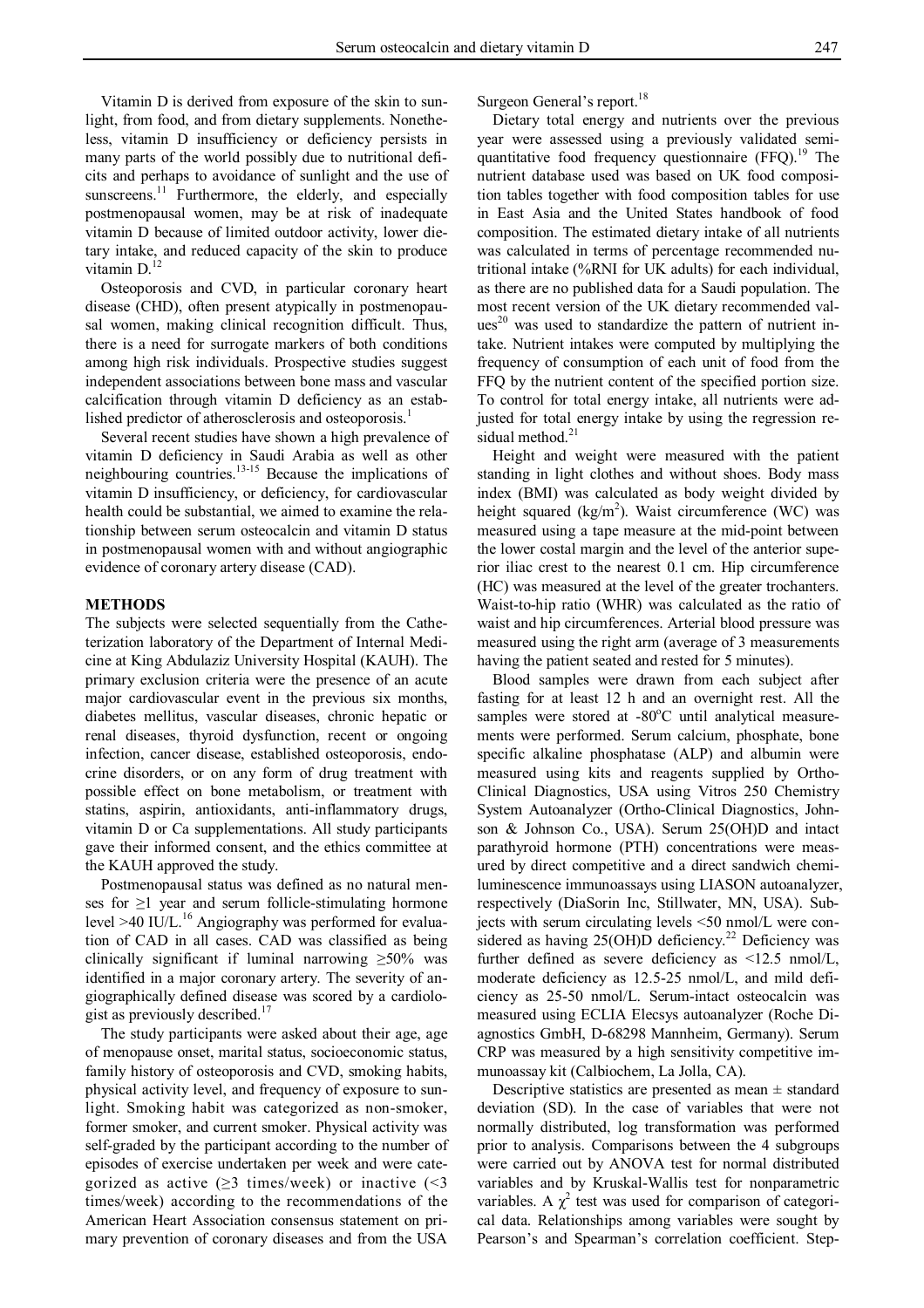Vitamin D is derived from exposure of the skin to sunlight, from food, and from dietary supplements. Nonetheless, vitamin D insufficiency or deficiency persists in many parts of the world possibly due to nutritional deficits and perhaps to avoidance of sunlight and the use of sunscreens.[11] Furthermore, the elderly, and especially postmenopausal women, may be at risk of inadequate vitamin D because of limited outdoor activity, lower dietary intake, and reduced capacity of the skin to produce vitamin D.[12]

Osteoporosis and CVD, in particular coronary heart disease (CHD), often present atypically in postmenopausal women, making clinical recognition difficult. Thus, there is a need for surrogate markers of both conditions among high risk individuals. Prospective studies suggest independent associations between bone mass and vascular calcification through vitamin D deficiency as an established predictor of atherosclerosis and osteoporosis.[1]

Several recent studies have shown a high prevalence of vitamin D deficiency in Saudi Arabia as well as other neighbouring countries.[13-15] Because the implications of vitamin D insufficiency, or deficiency, for cardiovascular health could be substantial, we aimed to examine the relationship between serum osteocalcin and vitamin D status in postmenopausal women with and without angiographic evidence of coronary artery disease (CAD).

## METHODS

The subjects were selected sequentially from the Catheterization laboratory of the Department of Internal Medicine at King Abdulaziz University Hospital (KAUH). The primary exclusion criteria were the presence of an acute major cardiovascular event in the previous six months, diabetes mellitus, vascular diseases, chronic hepatic or renal diseases, thyroid dysfunction, recent or ongoing infection, cancer disease, established osteoporosis, endocrine disorders, or on any form of drug treatment with possible effect on bone metabolism, or treatment with statins, aspirin, antioxidants, anti-inflammatory drugs, vitamin D or Ca supplementations. All study participants gave their informed consent, and the ethics committee at the KAUH approved the study.

Postmenopausal status was defined as no natural menses for ≥1 year and serum follicle-stimulating hormone level >40 IU/L.[16] Angiography was performed for evaluation of CAD in all cases. CAD was classified as being clinically significant if luminal narrowing ≥50% was identified in a major coronary artery. The severity of angiographically defined disease was scored by a cardiologist as previously described.[17]

The study participants were asked about their age, age of menopause onset, marital status, socioeconomic status, family history of osteoporosis and CVD, smoking habits, physical activity level, and frequency of exposure to sunlight. Smoking habit was categorized as non-smoker, former smoker, and current smoker. Physical activity was self-graded by the participant according to the number of episodes of exercise undertaken per week and were categorized as active (≥3 times/week) or inactive (<3 times/week) according to the recommendations of the American Heart Association consensus statement on primary prevention of coronary diseases and from the USA Surgeon General's report.[18]

Dietary total energy and nutrients over the previous year were assessed using a previously validated semi-quantitative food frequency questionnaire (FFQ).[19] The nutrient database used was based on UK food composition tables together with food composition tables for use in East Asia and the United States handbook of food composition. The estimated dietary intake of all nutrients was calculated in terms of percentage recommended nutritional intake (%RNI for UK adults) for each individual, as there are no published data for a Saudi population. The most recent version of the UK dietary recommended values[20] was used to standardize the pattern of nutrient intake. Nutrient intakes were computed by multiplying the frequency of consumption of each unit of food from the FFQ by the nutrient content of the specified portion size. To control for total energy intake, all nutrients were adjusted for total energy intake by using the regression residual method.[21]

Height and weight were measured with the patient standing in light clothes and without shoes. Body mass index (BMI) was calculated as body weight divided by height squared (kg/m$^2$). Waist circumference (WC) was measured using a tape measure at the mid-point between the lower costal margin and the level of the anterior superior iliac crest to the nearest 0.1 cm. Hip circumference (HC) was measured at the level of the greater trochanters. Waist-to-hip ratio (WHR) was calculated as the ratio of waist and hip circumferences. Arterial blood pressure was measured using the right arm (average of 3 measurements having the patient seated and rested for 5 minutes).

Blood samples were drawn from each subject after fasting for at least 12 h and an overnight rest. All the samples were stored at -80°C until analytical measurements were performed. Serum calcium, phosphate, bone specific alkaline phosphatase (ALP) and albumin were measured using kits and reagents supplied by Ortho-Clinical Diagnostics, USA using Vitros 250 Chemistry System Autoanalyzer (Ortho-Clinical Diagnostics, Johnson & Johnson Co., USA). Serum 25(OH)D and intact parathyroid hormone (PTH) concentrations were measured by direct competitive and a direct sandwich chemiluminescence immunoassays using LIASON autoanalyzer, respectively (DiaSorin Inc, Stillwater, MN, USA). Subjects with serum circulating levels <50 nmol/L were considered as having 25(OH)D deficiency.[22] Deficiency was further defined as severe deficiency as <12.5 nmol/L, moderate deficiency as 12.5-25 nmol/L, and mild deficiency as 25-50 nmol/L. Serum-intact osteocalcin was measured using ECLIA Elecsys autoanalyzer (Roche Diagnostics GmbH, D-68298 Mannheim, Germany). Serum CRP was measured by a high sensitivity competitive immunoassay kit (Calbiochem, La Jolla, CA).

Descriptive statistics are presented as mean ± standard deviation (SD). In the case of variables that were not normally distributed, log transformation was performed prior to analysis. Comparisons between the 4 subgroups were carried out by ANOVA test for normal distributed variables and by Kruskal-Wallis test for nonparametric variables. A $\chi^2$ test was used for comparison of categorical data. Relationships among variables were sought by Pearson's and Spearman's correlation coefficient. Step-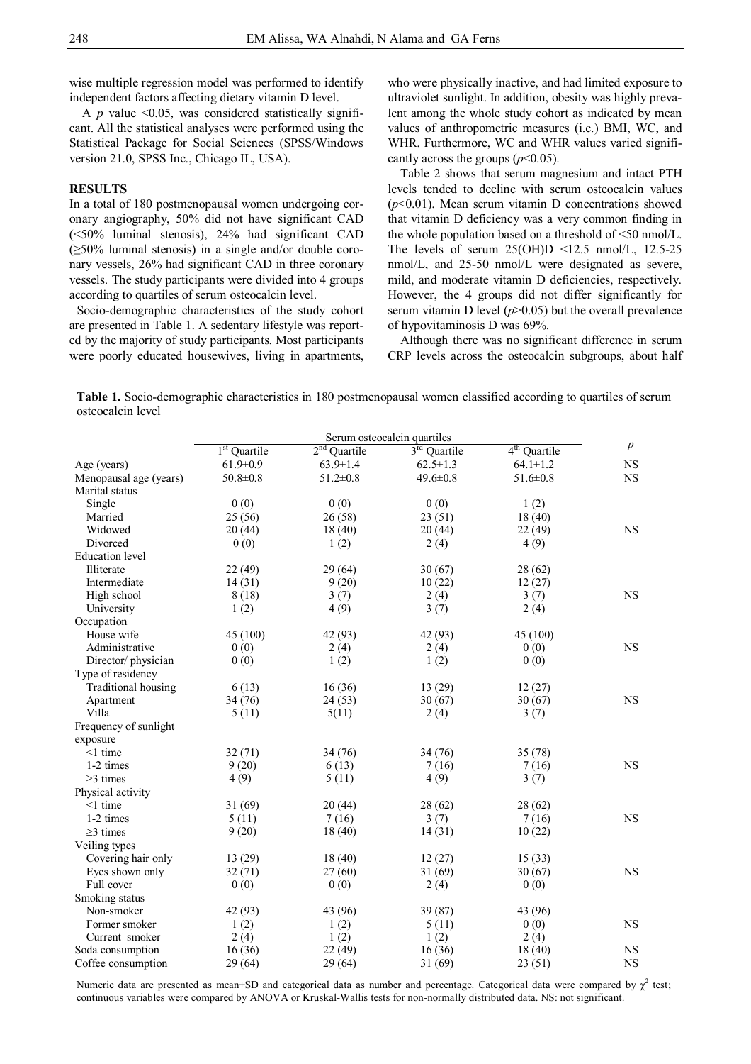wise multiple regression model was performed to identify independent factors affecting dietary vitamin D level.

A $p$ value <0.05, was considered statistically significant. All the statistical analyses were performed using the Statistical Package for Social Sciences (SPSS/Windows version 21.0, SPSS Inc., Chicago IL, USA).

## RESULTS

In a total of 180 postmenopausal women undergoing coronary angiography, 50% did not have significant CAD (<50% luminal stenosis), 24% had significant CAD (≥50% luminal stenosis) in a single and/or double coronary vessels, 26% had significant CAD in three coronary vessels. The study participants were divided into 4 groups according to quartiles of serum osteocalcin level.

Socio-demographic characteristics of the study cohort are presented in Table 1. A sedentary lifestyle was reported by the majority of study participants. Most participants were poorly educated housewives, living in apartments, who were physically inactive, and had limited exposure to ultraviolet sunlight. In addition, obesity was highly prevalent among the whole study cohort as indicated by mean values of anthropometric measures (i.e.) BMI, WC, and WHR. Furthermore, WC and WHR values varied significantly across the groups ($p$<0.05).

Table 2 shows that serum magnesium and intact PTH levels tended to decline with serum osteocalcin values ($p$<0.01). Mean serum vitamin D concentrations showed that vitamin D deficiency was a very common finding in the whole population based on a threshold of <50 nmol/L. The levels of serum 25(OH)D <12.5 nmol/L, 12.5-25 nmol/L, and 25-50 nmol/L were designated as severe, mild, and moderate vitamin D deficiencies, respectively. However, the 4 groups did not differ significantly for serum vitamin D level ($p$>0.05) but the overall prevalence of hypovitaminosis D was 69%.

Although there was no significant difference in serum CRP levels across the osteocalcin subgroups, about half

**Table 1.** Socio-demographic characteristics in 180 postmenopausal women classified according to quartiles of serum osteocalcin level

| | Serum osteocalcin quartiles | | | | $p$ |
|---|---|---|---|---|---|
| | 1st Quartile | 2nd Quartile | 3rd Quartile | 4th Quartile | |
| Age (years) | 61.9±0.9 | 63.9±1.4 | 62.5±1.3 | 64.1±1.2 | NS |
| Menopausal age (years) | 50.8±0.8 | 51.2±0.8 | 49.6±0.8 | 51.6±0.8 | NS |
| Marital status | | | | | |
| Single | 0 (0) | 0 (0) | 0 (0) | 1 (2) | |
| Married | 25 (56) | 26 (58) | 23 (51) | 18 (40) | |
| Widowed | 20 (44) | 18 (40) | 20 (44) | 22 (49) | NS |
| Divorced | 0 (0) | 1 (2) | 2 (4) | 4 (9) | |
| Education level | | | | | |
| Illiterate | 22 (49) | 29 (64) | 30 (67) | 28 (62) | |
| Intermediate | 14 (31) | 9 (20) | 10 (22) | 12 (27) | |
| High school | 8 (18) | 3 (7) | 2 (4) | 3 (7) | NS |
| University | 1 (2) | 4 (9) | 3 (7) | 2 (4) | |
| Occupation | | | | | |
| House wife | 45 (100) | 42 (93) | 42 (93) | 45 (100) | |
| Administrative | 0 (0) | 2 (4) | 2 (4) | 0 (0) | NS |
| Director/ physician | 0 (0) | 1 (2) | 1 (2) | 0 (0) | |
| Type of residency | | | | | |
| Traditional housing | 6 (13) | 16 (36) | 13 (29) | 12 (27) | |
| Apartment | 34 (76) | 24 (53) | 30 (67) | 30 (67) | NS |
| Villa | 5 (11) | 5(11) | 2 (4) | 3 (7) | |
| Frequency of sunlight exposure | | | | | |
| <1 time | 32 (71) | 34 (76) | 34 (76) | 35 (78) | |
| 1-2 times | 9 (20) | 6 (13) | 7 (16) | 7 (16) | NS |
| ≥3 times | 4 (9) | 5 (11) | 4 (9) | 3 (7) | |
| Physical activity | | | | | |
| <1 time | 31 (69) | 20 (44) | 28 (62) | 28 (62) | |
| 1-2 times | 5 (11) | 7 (16) | 3 (7) | 7 (16) | NS |
| ≥3 times | 9 (20) | 18 (40) | 14 (31) | 10 (22) | |
| Veiling types | | | | | |
| Covering hair only | 13 (29) | 18 (40) | 12 (27) | 15 (33) | |
| Eyes shown only | 32 (71) | 27 (60) | 31 (69) | 30 (67) | NS |
| Full cover | 0 (0) | 0 (0) | 2 (4) | 0 (0) | |
| Smoking status | | | | | |
| Non-smoker | 42 (93) | 43 (96) | 39 (87) | 43 (96) | |
| Former smoker | 1 (2) | 1 (2) | 5 (11) | 0 (0) | NS |
| Current smoker | 2 (4) | 1 (2) | 1 (2) | 2 (4) | |
| Soda consumption | 16 (36) | 22 (49) | 16 (36) | 18 (40) | NS |
| Coffee consumption | 29 (64) | 29 (64) | 31 (69) | 23 (51) | NS |

Numeric data are presented as mean±SD and categorical data as number and percentage. Categorical data were compared by $\chi^2$ test; continuous variables were compared by ANOVA or Kruskal-Wallis tests for non-normally distributed data. NS: not significant.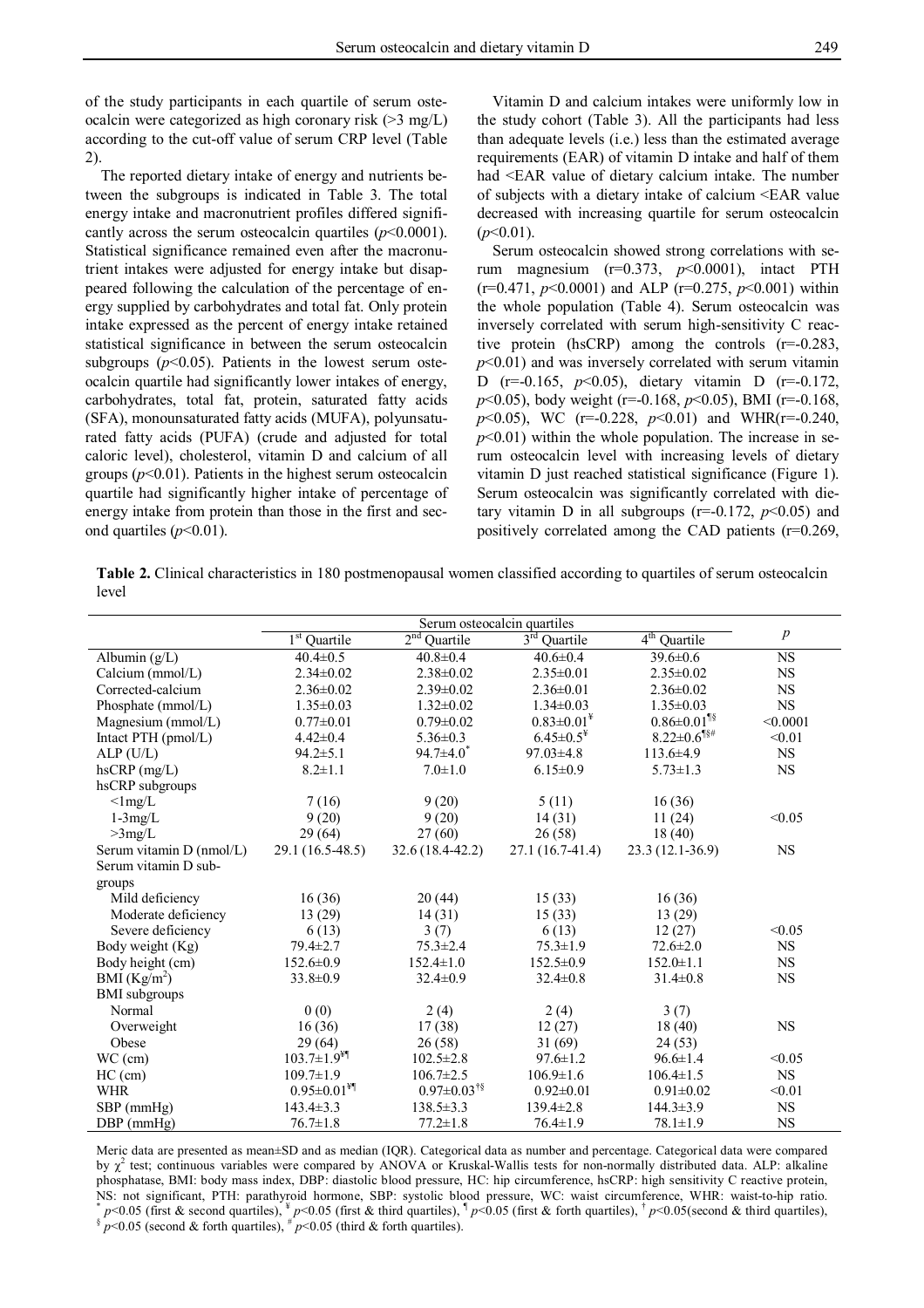of the study participants in each quartile of serum osteocalcin were categorized as high coronary risk (>3 mg/L) according to the cut-off value of serum CRP level (Table 2).

The reported dietary intake of energy and nutrients between the subgroups is indicated in Table 3. The total energy intake and macronutrient profiles differed significantly across the serum osteocalcin quartiles ($p$<0.0001). Statistical significance remained even after the macronutrient intakes were adjusted for energy intake but disappeared following the calculation of the percentage of energy supplied by carbohydrates and total fat. Only protein intake expressed as the percent of energy intake retained statistical significance in between the serum osteocalcin subgroups ($p$<0.05). Patients in the lowest serum osteocalcin quartile had significantly lower intakes of energy, carbohydrates, total fat, protein, saturated fatty acids (SFA), monounsaturated fatty acids (MUFA), polyunsaturated fatty acids (PUFA) (crude and adjusted for total caloric level), cholesterol, vitamin D and calcium of all groups ($p$<0.01). Patients in the highest serum osteocalcin quartile had significantly higher intake of percentage of energy intake from protein than those in the first and second quartiles ($p$<0.01).

Vitamin D and calcium intakes were uniformly low in the study cohort (Table 3). All the participants had less than adequate levels (i.e.) less than the estimated average requirements (EAR) of vitamin D intake and half of them had <EAR value of dietary calcium intake. The number of subjects with a dietary intake of calcium <EAR value decreased with increasing quartile for serum osteocalcin ($p$<0.01).

Serum osteocalcin showed strong correlations with serum magnesium (r=0.373, $p$<0.0001), intact PTH (r=0.471, $p$<0.0001) and ALP (r=0.275, $p$<0.001) within the whole population (Table 4). Serum osteocalcin was inversely correlated with serum high-sensitivity C reactive protein (hsCRP) among the controls (r=-0.283, $p$<0.01) and was inversely correlated with serum vitamin D (r=-0.165, $p$<0.05), dietary vitamin D (r=-0.172, $p$<0.05), body weight (r=-0.168, $p$<0.05), BMI (r=-0.168, $p$<0.05), WC (r=-0.228, $p$<0.01) and WHR(r=-0.240, $p$<0.01) within the whole population. The increase in serum osteocalcin level with increasing levels of dietary vitamin D just reached statistical significance (Figure 1). Serum osteocalcin was significantly correlated with dietary vitamin D in all subgroups (r=-0.172, $p$<0.05) and positively correlated among the CAD patients (r=0.269,

**Table 2.** Clinical characteristics in 180 postmenopausal women classified according to quartiles of serum osteocalcin level

| | Serum osteocalcin quartiles | | | | $p$ |
|---|---|---|---|---|---|
| | 1st Quartile | 2nd Quartile | 3rd Quartile | 4th Quartile | |
| Albumin (g/L) | 40.4±0.5 | 40.8±0.4 | 40.6±0.4 | 39.6±0.6 | NS |
| Calcium (mmol/L) | 2.34±0.02 | 2.38±0.02 | 2.35±0.01 | 2.35±0.02 | NS |
| Corrected-calcium | 2.36±0.02 | 2.39±0.02 | 2.36±0.01 | 2.36±0.02 | NS |
| Phosphate (mmol/L) | 1.35±0.03 | 1.32±0.02 | 1.34±0.03 | 1.35±0.03 | NS |
| Magnesium (mmol/L) | 0.77±0.01 | 0.79±0.02 | 0.83±0.01[¥] | 0.86±0.01[¶§] | <0.0001 |
| Intact PTH (pmol/L) | 4.42±0.4 | 5.36±0.3 | 6.45±0.5[¥] | 8.22±0.6[¶§#] | <0.01 |
| ALP (U/L) | 94.2±5.1 | 94.7±4.0[*] | 97.03±4.8 | 113.6±4.9 | NS |
| hsCRP (mg/L) | 8.2±1.1 | 7.0±1.0 | 6.15±0.9 | 5.73±1.3 | NS |
| hsCRP subgroups | | | | | |
| <1mg/L | 7 (16) | 9 (20) | 5 (11) | 16 (36) | |
| 1-3mg/L | 9 (20) | 9 (20) | 14 (31) | 11 (24) | <0.05 |
| >3mg/L | 29 (64) | 27 (60) | 26 (58) | 18 (40) | |
| Serum vitamin D (nmol/L) | 29.1 (16.5-48.5) | 32.6 (18.4-42.2) | 27.1 (16.7-41.4) | 23.3 (12.1-36.9) | NS |
| Serum vitamin D subgroups | | | | | |
| Mild deficiency | 16 (36) | 20 (44) | 15 (33) | 16 (36) | |
| Moderate deficiency | 13 (29) | 14 (31) | 15 (33) | 13 (29) | |
| Severe deficiency | 6 (13) | 3 (7) | 6 (13) | 12 (27) | <0.05 |
| Body weight (Kg) | 79.4±2.7 | 75.3±2.4 | 75.3±1.9 | 72.6±2.0 | NS |
| Body height (cm) | 152.6±0.9 | 152.4±1.0 | 152.5±0.9 | 152.0±1.1 | NS |
| BMI (Kg/m$^2$) | 33.8±0.9 | 32.4±0.9 | 32.4±0.8 | 31.4±0.8 | NS |
| BMI subgroups | | | | | |
| Normal | 0 (0) | 2 (4) | 2 (4) | 3 (7) | |
| Overweight | 16 (36) | 17 (38) | 12 (27) | 18 (40) | NS |
| Obese | 29 (64) | 26 (58) | 31 (69) | 24 (53) | |
| WC (cm) | 103.7±1.9[¥¶] | 102.5±2.8 | 97.6±1.2 | 96.6±1.4 | <0.05 |
| HC (cm) | 109.7±1.9 | 106.7±2.5 | 106.9±1.6 | 106.4±1.5 | NS |
| WHR | 0.95±0.01[¥¶] | 0.97±0.03[†§] | 0.92±0.01 | 0.91±0.02 | <0.01 |
| SBP (mmHg) | 143.4±3.3 | 138.5±3.3 | 139.4±2.8 | 144.3±3.9 | NS |
| DBP (mmHg) | 76.7±1.8 | 77.2±1.8 | 76.4±1.9 | 78.1±1.9 | NS |

Meric data are presented as mean±SD and as median (IQR). Categorical data as number and percentage. Categorical data were compared by $\chi^2$ test; continuous variables were compared by ANOVA or Kruskal-Wallis tests for non-normally distributed data. ALP: alkaline phosphatase, BMI: body mass index, DBP: diastolic blood pressure, HC: hip circumference, hsCRP: high sensitivity C reactive protein, NS: not significant, PTH: parathyroid hormone, SBP: systolic blood pressure, WC: waist circumference, WHR: waist-to-hip ratio. [*] $p$<0.05 (first & second quartiles), [¥] $p$<0.05 (first & third quartiles), [¶] $p$<0.05 (first & forth quartiles), [†] $p$<0.05(second & third quartiles), [§] $p$<0.05 (second & forth quartiles), [#] $p$<0.05 (third & forth quartiles).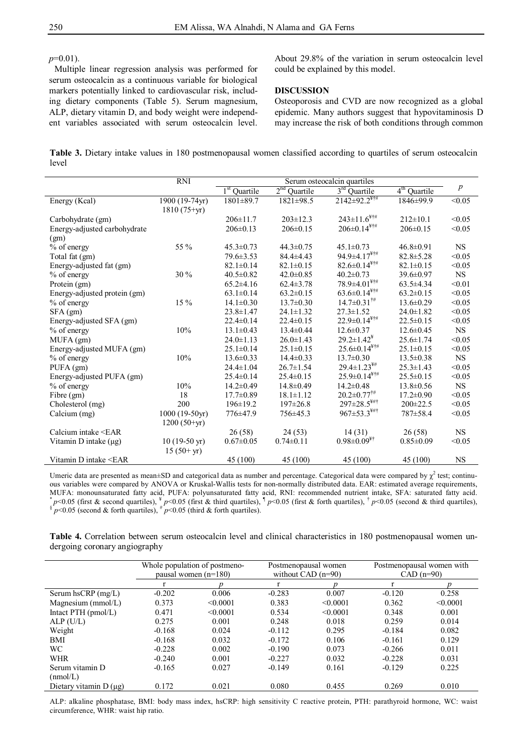$p$=0.01).

Multiple linear regression analysis was performed for serum osteocalcin as a continuous variable for biological markers potentially linked to cardiovascular risk, including dietary components (Table 5). Serum magnesium, ALP, dietary vitamin D, and body weight were independent variables associated with serum osteocalcin level. About 29.8% of the variation in serum osteocalcin level could be explained by this model.

## DISCUSSION

Osteoporosis and CVD are now recognized as a global epidemic. Many authors suggest that hypovitaminosis D may increase the risk of both conditions through common

**Table 3.** Dietary intake values in 180 postmenopausal women classified according to quartiles of serum osteocalcin level

| | RNI | Serum osteocalcin quartiles | | | | $p$ |
|---|---|---|---|---|---|---|
| | | 1st Quartile | 2nd Quartile | 3rd Quartile | 4th Quartile | |
| Energy (Kcal) | 1900 (19-74yr) 1810 (75+yr) | 1801±89.7 | 1821±98.5 | 2142±92.2[¥†#] | 1846±99.9 | <0.05 |
| Carbohydrate (gm) | | 206±11.7 | 203±12.3 | 243±11.6[¥†#] | 212±10.1 | <0.05 |
| Energy-adjusted carbohydrate (gm) | | 206±0.13 | 206±0.15 | 206±0.14[¥†#] | 206±0.15 | <0.05 |
| % of energy | 55 % | 45.3±0.73 | 44.3±0.75 | 45.1±0.73 | 46.8±0.91 | NS |
| Total fat (gm) | | 79.6±3.53 | 84.4±4.43 | 94.9±4.17[¥†#] | 82.8±5.28 | <0.05 |
| Energy-adjusted fat (gm) | | 82.1±0.14 | 82.1±0.15 | 82.6±0.14[¥†#] | 82.1±0.15 | <0.05 |
| % of energy | 30 % | 40.5±0.82 | 42.0±0.85 | 40.2±0.73 | 39.6±0.97 | NS |
| Protein (gm) | | 65.2±4.16 | 62.4±3.78 | 78.9±4.01[¥†#] | 63.5±4.34 | <0.01 |
| Energy-adjusted protein (gm) | | 63.1±0.14 | 63.2±0.15 | 63.6±0.14[¥†#] | 63.2±0.15 | <0.05 |
| % of energy | 15 % | 14.1±0.30 | 13.7±0.30 | 14.7±0.31[†#] | 13.6±0.29 | <0.05 |
| SFA (gm) | | 23.8±1.47 | 24.1±1.32 | 27.3±1.52 | 24.0±1.82 | <0.05 |
| Energy-adjusted SFA (gm) | | 22.4±0.14 | 22.4±0.15 | 22.9±0.14[¥†#] | 22.5±0.15 | <0.05 |
| % of energy | 10% | 13.1±0.43 | 13.4±0.44 | 12.6±0.37 | 12.6±0.45 | NS |
| MUFA (gm) | | 24.0±1.13 | 26.0±1.43 | 29.2±1.42[¥] | 25.6±1.74 | <0.05 |
| Energy-adjusted MUFA (gm) | | 25.1±0.14 | 25.1±0.15 | 25.6±0.14[¥†#] | 25.1±0.15 | <0.05 |
| % of energy | 10% | 13.6±0.33 | 14.4±0.33 | 13.7±0.30 | 13.5±0.38 | NS |
| PUFA (gm) | | 24.4±1.04 | 26.7±1.54 | 29.4±1.23[¥#] | 25.3±1.43 | <0.05 |
| Energy-adjusted PUFA (gm) | | 25.4±0.14 | 25.4±0.15 | 25.9±0.14[¥†#] | 25.5±0.15 | <0.05 |
| % of energy | 10% | 14.2±0.49 | 14.8±0.49 | 14.2±0.48 | 13.8±0.56 | NS |
| Fibre (gm) | 18 | 17.7±0.89 | 18.1±1.12 | 20.2±0.77[†#] | 17.2±0.90 | <0.05 |
| Cholesterol (mg) | 200 | 196±19.2 | 197±26.8 | 297±28.5[¥#†] | 200±22.5 | <0.05 |
| Calcium (mg) | 1000 (19-50yr) 1200 (50+yr) | 776±47.9 | 756±45.3 | 967±53.3[¥#†] | 787±58.4 | <0.05 |
| Calcium intake <EAR | | 26 (58) | 24 (53) | 14 (31) | 26 (58) | NS |
| Vitamin D intake (µg) | 10 (19-50 yr) 15 (50+ yr) | 0.67±0.05 | 0.74±0.11 | 0.98±0.09[¥†] | 0.85±0.09 | <0.05 |
| Vitamin D intake <EAR | | 45 (100) | 45 (100) | 45 (100) | 45 (100) | NS |

Umeric data are presented as mean±SD and categorical data as number and percentage. Categorical data were compared by $\chi^2$ test; continuous variables were compared by ANOVA or Kruskal-Wallis tests for non-normally distributed data. EAR: estimated average requirements, MUFA: monounsaturated fatty acid, PUFA: polyunsaturated fatty acid, RNI: recommended nutrient intake, SFA: saturated fatty acid. [*] $p<0.05$ (first & second quartiles), [¥] $p<0.05$ (first & third quartiles), [¶] $p<0.05$ (first & forth quartiles), [†] $p<0.05$ (second & third quartiles), [§] $p<0.05$ (second & forth quartiles), [#] $p<0.05$ (third & forth quartiles).

**Table 4.** Correlation between serum osteocalcin level and clinical characteristics in 180 postmenopausal women undergoing coronary angiography

| | Whole population of postmenopausal women (n=180) | | Postmenopausal women without CAD (n=90) | | Postmenopausal women with CAD (n=90) | |
|---|---|---|---|---|---|---|
| | r | $p$ | r | $p$ | r | $p$ |
| Serum hsCRP (mg/L) | -0.202 | 0.006 | -0.283 | 0.007 | -0.120 | 0.258 |
| Magnesium (mmol/L) | 0.373 | <0.0001 | 0.383 | <0.0001 | 0.362 | <0.0001 |
| Intact PTH (pmol/L) | 0.471 | <0.0001 | 0.534 | <0.0001 | 0.348 | 0.001 |
| ALP (U/L) | 0.275 | 0.001 | 0.248 | 0.018 | 0.259 | 0.014 |
| Weight | -0.168 | 0.024 | -0.112 | 0.295 | -0.184 | 0.082 |
| BMI | -0.168 | 0.032 | -0.172 | 0.106 | -0.161 | 0.129 |
| WC | -0.228 | 0.002 | -0.190 | 0.073 | -0.266 | 0.011 |
| WHR | -0.240 | 0.001 | -0.227 | 0.032 | -0.228 | 0.031 |
| Serum vitamin D (nmol/L) | -0.165 | 0.027 | -0.149 | 0.161 | -0.129 | 0.225 |
| Dietary vitamin D (µg) | 0.172 | 0.021 | 0.080 | 0.455 | 0.269 | 0.010 |

ALP: alkaline phosphatase, BMI: body mass index, hsCRP: high sensitivity C reactive protein, PTH: parathyroid hormone, WC: waist circumference, WHR: waist hip ratio.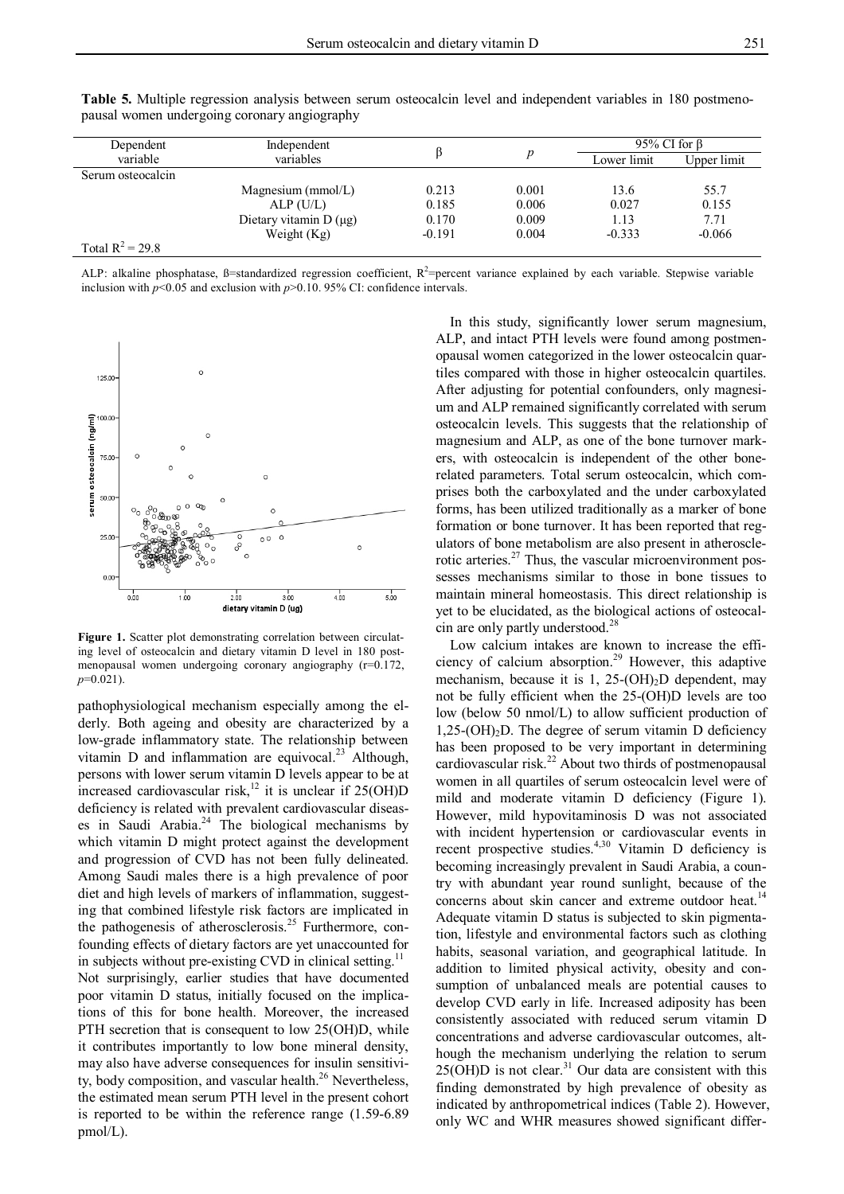**Table 5.** Multiple regression analysis between serum osteocalcin level and independent variables in 180 postmenopausal women undergoing coronary angiography

| Dependent variable | Independent variables | β | *p* | 95% CI for β | |
|---|---|---|---|---|---|
| | | | | Lower limit | Upper limit |
| Serum osteocalcin | | | | | |
| | Magnesium (mmol/L) | 0.213 | 0.001 | 13.6 | 55.7 |
| | ALP (U/L) | 0.185 | 0.006 | 0.027 | 0.155 |
| | Dietary vitamin D (μg) | 0.170 | 0.009 | 1.13 | 7.71 |
| | Weight (Kg) | -0.191 | 0.004 | -0.333 | -0.066 |
| Total $R^2$ = 29.8 | | | | | |

ALP: alkaline phosphatase, ß=standardized regression coefficient, $R^2$=percent variance explained by each variable. Stepwise variable inclusion with $p$<0.05 and exclusion with $p$>0.10. 95% CI: confidence intervals.

**Figure 1.** Scatter plot demonstrating correlation between circulating level of osteocalcin and dietary vitamin D level in 180 postmenopausal women undergoing coronary angiography (r=0.172, $p$=0.021).

pathophysiological mechanism especially among the elderly. Both ageing and obesity are characterized by a low-grade inflammatory state. The relationship between vitamin D and inflammation are equivocal.[23] Although, persons with lower serum vitamin D levels appear to be at increased cardiovascular risk,[12] it is unclear if 25(OH)D deficiency is related with prevalent cardiovascular diseases in Saudi Arabia.[24] The biological mechanisms by which vitamin D might protect against the development and progression of CVD has not been fully delineated. Among Saudi males there is a high prevalence of poor diet and high levels of markers of inflammation, suggesting that combined lifestyle risk factors are implicated in the pathogenesis of atherosclerosis.[25] Furthermore, confounding effects of dietary factors are yet unaccounted for in subjects without pre-existing CVD in clinical setting.[11] Not surprisingly, earlier studies that have documented poor vitamin D status, initially focused on the implications of this for bone health. Moreover, the increased PTH secretion that is consequent to low 25(OH)D, while it contributes importantly to low bone mineral density, may also have adverse consequences for insulin sensitivity, body composition, and vascular health.[26] Nevertheless, the estimated mean serum PTH level in the present cohort is reported to be within the reference range (1.59-6.89 pmol/L).

In this study, significantly lower serum magnesium, ALP, and intact PTH levels were found among postmenopausal women categorized in the lower osteocalcin quartiles compared with those in higher osteocalcin quartiles. After adjusting for potential confounders, only magnesium and ALP remained significantly correlated with serum osteocalcin levels. This suggests that the relationship of magnesium and ALP, as one of the bone turnover markers, with osteocalcin is independent of the other bone-related parameters. Total serum osteocalcin, which comprises both the carboxylated and the under carboxylated forms, has been utilized traditionally as a marker of bone formation or bone turnover. It has been reported that regulators of bone metabolism are also present in atherosclerotic arteries.[27] Thus, the vascular microenvironment possesses mechanisms similar to those in bone tissues to maintain mineral homeostasis. This direct relationship is yet to be elucidated, as the biological actions of osteocalcin are only partly understood.[28]

Low calcium intakes are known to increase the efficiency of calcium absorption.[29] However, this adaptive mechanism, because it is 1, 25-$(OH)_2D$ dependent, may not be fully efficient when the 25-(OH)D levels are too low (below 50 nmol/L) to allow sufficient production of 1,25-$(OH)_2D$. The degree of serum vitamin D deficiency has been proposed to be very important in determining cardiovascular risk.[22] About two thirds of postmenopausal women in all quartiles of serum osteocalcin level were of mild and moderate vitamin D deficiency (Figure 1). However, mild hypovitaminosis D was not associated with incident hypertension or cardiovascular events in recent prospective studies.[4,30] Vitamin D deficiency is becoming increasingly prevalent in Saudi Arabia, a country with abundant year round sunlight, because of the concerns about skin cancer and extreme outdoor heat.[14] Adequate vitamin D status is subjected to skin pigmentation, lifestyle and environmental factors such as clothing habits, seasonal variation, and geographical latitude. In addition to limited physical activity, obesity and consumption of unbalanced meals are potential causes to develop CVD early in life. Increased adiposity has been consistently associated with reduced serum vitamin D concentrations and adverse cardiovascular outcomes, although the mechanism underlying the relation to serum 25(OH)D is not clear.[31] Our data are consistent with this finding demonstrated by high prevalence of obesity as indicated by anthropometrical indices (Table 2). However, only WC and WHR measures showed significant differ-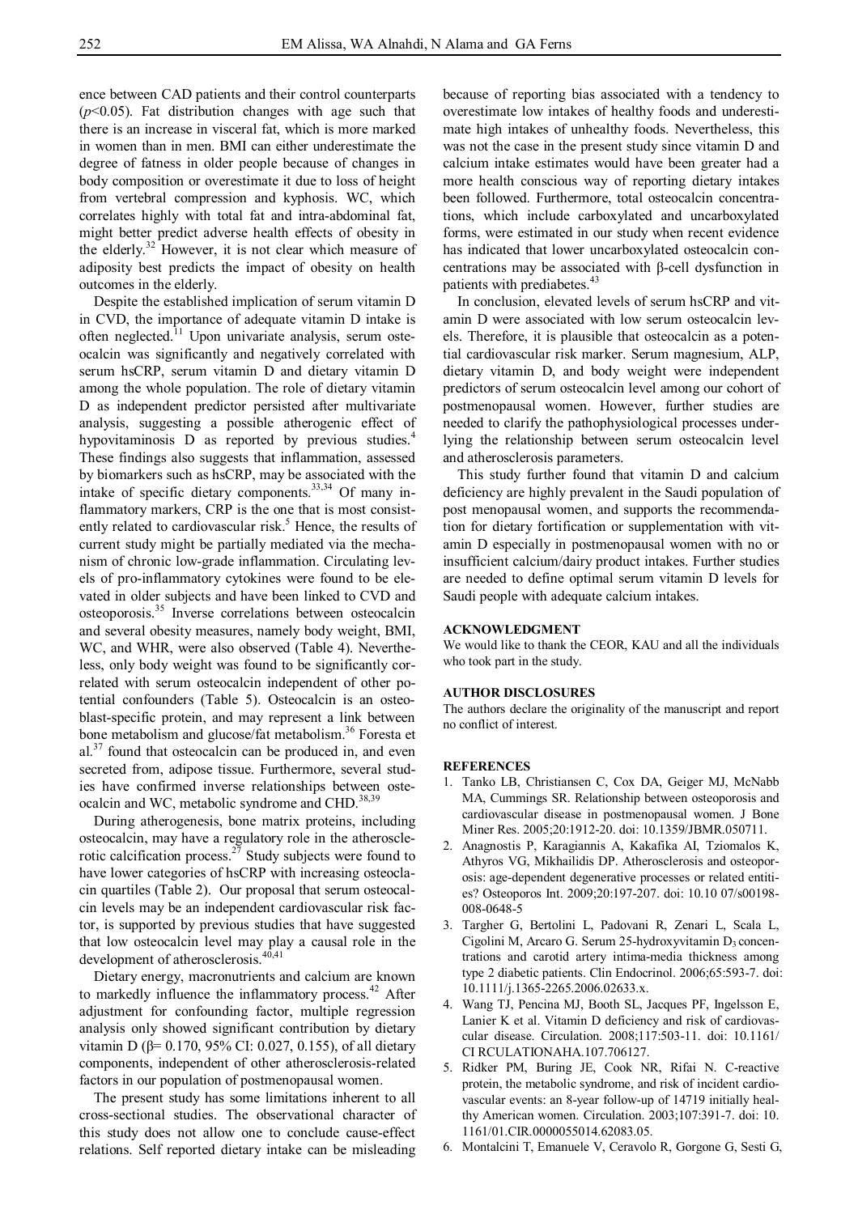ence between CAD patients and their control counterparts ($p$<0.05). Fat distribution changes with age such that there is an increase in visceral fat, which is more marked in women than in men. BMI can either underestimate the degree of fatness in older people because of changes in body composition or overestimate it due to loss of height from vertebral compression and kyphosis. WC, which correlates highly with total fat and intra-abdominal fat, might better predict adverse health effects of obesity in the elderly.[32] However, it is not clear which measure of adiposity best predicts the impact of obesity on health outcomes in the elderly.

Despite the established implication of serum vitamin D in CVD, the importance of adequate vitamin D intake is often neglected.[11] Upon univariate analysis, serum osteocalcin was significantly and negatively correlated with serum hsCRP, serum vitamin D and dietary vitamin D among the whole population. The role of dietary vitamin D as independent predictor persisted after multivariate analysis, suggesting a possible atherogenic effect of hypovitaminosis D as reported by previous studies.[4] These findings also suggests that inflammation, assessed by biomarkers such as hsCRP, may be associated with the intake of specific dietary components.[33,34] Of many inflammatory markers, CRP is the one that is most consistently related to cardiovascular risk.[5] Hence, the results of current study might be partially mediated via the mechanism of chronic low-grade inflammation. Circulating levels of pro-inflammatory cytokines were found to be elevated in older subjects and have been linked to CVD and osteoporosis.[35] Inverse correlations between osteocalcin and several obesity measures, namely body weight, BMI, WC, and WHR, were also observed (Table 4). Nevertheless, only body weight was found to be significantly correlated with serum osteocalcin independent of other potential confounders (Table 5). Osteocalcin is an osteoblast-specific protein, and may represent a link between bone metabolism and glucose/fat metabolism.[36] Foresta et al.[37] found that osteocalcin can be produced in, and even secreted from, adipose tissue. Furthermore, several studies have confirmed inverse relationships between osteocalcin and WC, metabolic syndrome and CHD.[38,39]

During atherogenesis, bone matrix proteins, including osteocalcin, may have a regulatory role in the atherosclerotic calcification process.[27] Study subjects were found to have lower categories of hsCRP with increasing osteoclacin quartiles (Table 2). Our proposal that serum osteocalcin levels may be an independent cardiovascular risk factor, is supported by previous studies that have suggested that low osteocalcin level may play a causal role in the development of atherosclerosis.[40,41]

Dietary energy, macronutrients and calcium are known to markedly influence the inflammatory process.[42] After adjustment for confounding factor, multiple regression analysis only showed significant contribution by dietary vitamin D (β= 0.170, 95% CI: 0.027, 0.155), of all dietary components, independent of other atherosclerosis-related factors in our population of postmenopausal women.

The present study has some limitations inherent to all cross-sectional studies. The observational character of this study does not allow one to conclude cause-effect relations. Self reported dietary intake can be misleading because of reporting bias associated with a tendency to overestimate low intakes of healthy foods and underestimate high intakes of unhealthy foods. Nevertheless, this was not the case in the present study since vitamin D and calcium intake estimates would have been greater had a more health conscious way of reporting dietary intakes been followed. Furthermore, total osteocalcin concentrations, which include carboxylated and uncarboxylated forms, were estimated in our study when recent evidence has indicated that lower uncarboxylated osteocalcin concentrations may be associated with β-cell dysfunction in patients with prediabetes.[43]

In conclusion, elevated levels of serum hsCRP and vitamin D were associated with low serum osteocalcin levels. Therefore, it is plausible that osteocalcin as a potential cardiovascular risk marker. Serum magnesium, ALP, dietary vitamin D, and body weight were independent predictors of serum osteocalcin level among our cohort of postmenopausal women. However, further studies are needed to clarify the pathophysiological processes underlying the relationship between serum osteocalcin level and atherosclerosis parameters.

This study further found that vitamin D and calcium deficiency are highly prevalent in the Saudi population of post menopausal women, and supports the recommendation for dietary fortification or supplementation with vitamin D especially in postmenopausal women with no or insufficient calcium/dairy product intakes. Further studies are needed to define optimal serum vitamin D levels for Saudi people with adequate calcium intakes.

## ACKNOWLEDGMENT

We would like to thank the CEOR, KAU and all the individuals who took part in the study.

## AUTHOR DISCLOSURES

The authors declare the originality of the manuscript and report no conflict of interest.

## REFERENCES

1. Tanko LB, Christiansen C, Cox DA, Geiger MJ, McNabb MA, Cummings SR. Relationship between osteoporosis and cardiovascular disease in postmenopausal women. J Bone Miner Res. 2005;20:1912-20. doi: 10.1359/JBMR.050711.
2. Anagnostis P, Karagiannis A, Kakafika AI, Tziomalos K, Athyros VG, Mikhailidis DP. Atherosclerosis and osteoporosis: age-dependent degenerative processes or related entities? Osteoporos Int. 2009;20:197-207. doi: 10.10 07/s00198-008-0648-5
3. Targher G, Bertolini L, Padovani R, Zenari L, Scala L, Cigolini M, Arcaro G. Serum 25-hydroxyvitamin $D_3$ concentrations and carotid artery intima-media thickness among type 2 diabetic patients. Clin Endocrinol. 2006;65:593-7. doi: 10.1111/j.1365-2265.2006.02633.x.
4. Wang TJ, Pencina MJ, Booth SL, Jacques PF, Ingelsson E, Lanier K et al. Vitamin D deficiency and risk of cardiovascular disease. Circulation. 2008;117:503-11. doi: 10.1161/CI RCULATIONAHA.107.706127.
5. Ridker PM, Buring JE, Cook NR, Rifai N. C-reactive protein, the metabolic syndrome, and risk of incident cardiovascular events: an 8-year follow-up of 14719 initially healthy American women. Circulation. 2003;107:391-7. doi: 10. 1161/01.CIR.0000055014.62083.05.
6. Montalcini T, Emanuele V, Ceravolo R, Gorgone G, Sesti G,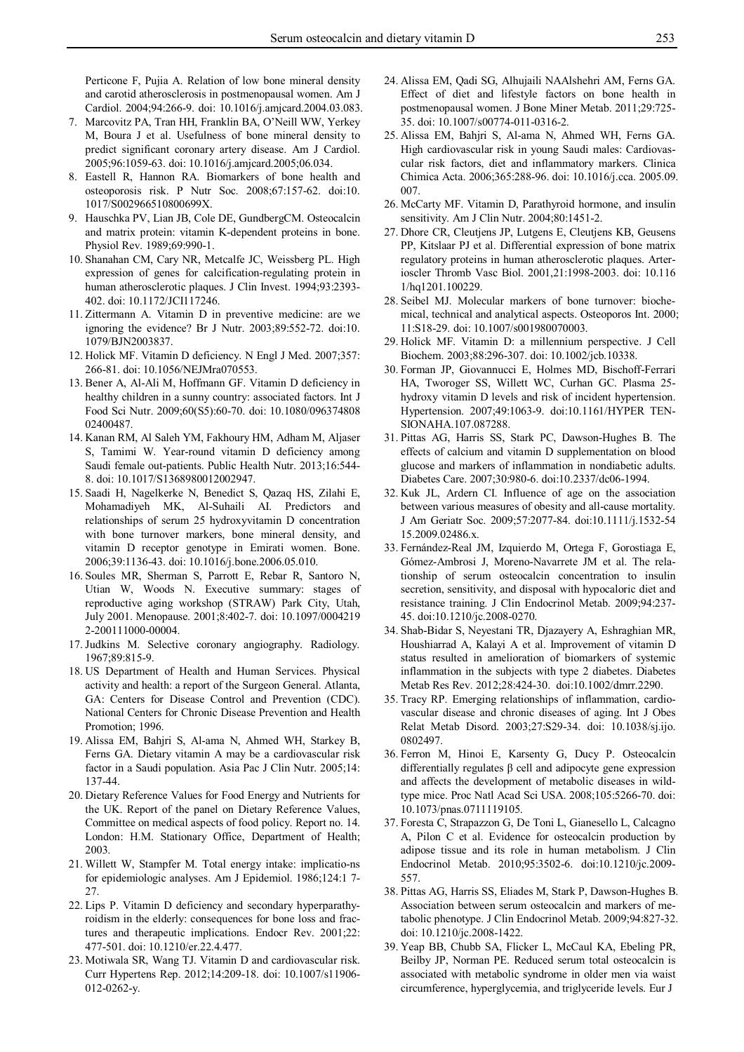Perticone F, Pujia A. Relation of low bone mineral density and carotid atherosclerosis in postmenopausal women. Am J Cardiol. 2004;94:266-9. doi: 10.1016/j.amjcard.2004.03.083.

7. Marcovitz PA, Tran HH, Franklin BA, O'Neill WW, Yerkey M, Boura J et al. Usefulness of bone mineral density to predict significant coronary artery disease. Am J Cardiol. 2005;96:1059-63. doi: 10.1016/j.amjcard.2005;06.034.
8. Eastell R, Hannon RA. Biomarkers of bone health and osteoporosis risk. P Nutr Soc. 2008;67:157-62. doi:10. 1017/S002966510800699X.
9. Hauschka PV, Lian JB, Cole DE, GundbergCM. Osteocalcin and matrix protein: vitamin K-dependent proteins in bone. Physiol Rev. 1989;69:990-1.
10. Shanahan CM, Cary NR, Metcalfe JC, Weissberg PL. High expression of genes for calcification-regulating protein in human atherosclerotic plaques. J Clin Invest. 1994;93:2393-402. doi: 10.1172/JCI117246.
11. Zittermann A. Vitamin D in preventive medicine: are we ignoring the evidence? Br J Nutr. 2003;89:552-72. doi:10. 1079/BJN2003837.
12. Holick MF. Vitamin D deficiency. N Engl J Med. 2007;357: 266-81. doi: 10.1056/NEJMra070553.
13. Bener A, Al-Ali M, Hoffmann GF. Vitamin D deficiency in healthy children in a sunny country: associated factors. Int J Food Sci Nutr. 2009;60(S5):60-70. doi: 10.1080/096374808 02400487.
14. Kanan RM, Al Saleh YM, Fakhoury HM, Adham M, Aljaser S, Tamimi W. Year-round vitamin D deficiency among Saudi female out-patients. Public Health Nutr. 2013;16:544-8. doi: 10.1017/S1368980012002947.
15. Saadi H, Nagelkerke N, Benedict S, Qazaq HS, Zilahi E, Mohamadiyeh MK, Al-Suhaili AI. Predictors and relationships of serum 25 hydroxyvitamin D concentration with bone turnover markers, bone mineral density, and vitamin D receptor genotype in Emirati women. Bone. 2006;39:1136-43. doi: 10.1016/j.bone.2006.05.010.
16. Soules MR, Sherman S, Parrott E, Rebar R, Santoro N, Utian W, Woods N. Executive summary: stages of reproductive aging workshop (STRAW) Park City, Utah, July 2001. Menopause. 2001;8:402-7. doi: 10.1097/0004219 2-200111000-00004.
17. Judkins M. Selective coronary angiography. Radiology. 1967;89:815-9.
18. US Department of Health and Human Services. Physical activity and health: a report of the Surgeon General. Atlanta, GA: Centers for Disease Control and Prevention (CDC). National Centers for Chronic Disease Prevention and Health Promotion; 1996.
19. Alissa EM, Bahjri S, Al-ama N, Ahmed WH, Starkey B, Ferns GA. Dietary vitamin A may be a cardiovascular risk factor in a Saudi population. Asia Pac J Clin Nutr. 2005;14: 137-44.
20. Dietary Reference Values for Food Energy and Nutrients for the UK. Report of the panel on Dietary Reference Values, Committee on medical aspects of food policy. Report no. 14. London: H.M. Stationary Office, Department of Health; 2003.
21. Willett W, Stampfer M. Total energy intake: implicatio-ns for epidemiologic analyses. Am J Epidemiol. 1986;124:1 7-27.
22. Lips P. Vitamin D deficiency and secondary hyperparathyroidism in the elderly: consequences for bone loss and fractures and therapeutic implications. Endocr Rev. 2001;22: 477-501. doi: 10.1210/er.22.4.477.
23. Motiwala SR, Wang TJ. Vitamin D and cardiovascular risk. Curr Hypertens Rep. 2012;14:209-18. doi: 10.1007/s11906-012-0262-y.
24. Alissa EM, Qadi SG, Alhujaili NAAlshehri AM, Ferns GA. Effect of diet and lifestyle factors on bone health in postmenopausal women. J Bone Miner Metab. 2011;29:725-35. doi: 10.1007/s00774-011-0316-2.
25. Alissa EM, Bahjri S, Al-ama N, Ahmed WH, Ferns GA. High cardiovascular risk in young Saudi males: Cardiovascular risk factors, diet and inflammatory markers. Clinica Chimica Acta. 2006;365:288-96. doi: 10.1016/j.cca. 2005.09. 007.
26. McCarty MF. Vitamin D, Parathyroid hormone, and insulin sensitivity. Am J Clin Nutr. 2004;80:1451-2.
27. Dhore CR, Cleutjens JP, Lutgens E, Cleutjens KB, Geusens PP, Kitslaar PJ et al. Differential expression of bone matrix regulatory proteins in human atherosclerotic plaques. Arterioscler Thromb Vasc Biol. 2001,21:1998-2003. doi: 10.116 1/hq1201.100229.
28. Seibel MJ. Molecular markers of bone turnover: biochemical, technical and analytical aspects. Osteoporos Int. 2000; 11:S18-29. doi: 10.1007/s001980070003.
29. Holick MF. Vitamin D: a millennium perspective. J Cell Biochem. 2003;88:296-307. doi: 10.1002/jcb.10338.
30. Forman JP, Giovannucci E, Holmes MD, Bischoff-Ferrari HA, Tworoger SS, Willett WC, Curhan GC. Plasma 25-hydroxy vitamin D levels and risk of incident hypertension. Hypertension. 2007;49:1063-9. doi:10.1161/HYPER TEN-SIONAHA.107.087288.
31. Pittas AG, Harris SS, Stark PC, Dawson-Hughes B. The effects of calcium and vitamin D supplementation on blood glucose and markers of inflammation in nondiabetic adults. Diabetes Care. 2007;30:980-6. doi:10.2337/dc06-1994.
32. Kuk JL, Ardern CI. Influence of age on the association between various measures of obesity and all-cause mortality. J Am Geriatr Soc. 2009;57:2077-84. doi:10.1111/j.1532-54 15.2009.02486.x.
33. Fernández-Real JM, Izquierdo M, Ortega F, Gorostiaga E, Gómez-Ambrosi J, Moreno-Navarrete JM et al. The relationship of serum osteocalcin concentration to insulin secretion, sensitivity, and disposal with hypocaloric diet and resistance training. J Clin Endocrinol Metab. 2009;94:237-45. doi:10.1210/jc.2008-0270.
34. Shab-Bidar S, Neyestani TR, Djazayery A, Eshraghian MR, Houshiarrad A, Kalayi A et al. Improvement of vitamin D status resulted in amelioration of biomarkers of systemic inflammation in the subjects with type 2 diabetes. Diabetes Metab Res Rev. 2012;28:424-30. doi:10.1002/dmrr.2290.
35. Tracy RP. Emerging relationships of inflammation, cardiovascular disease and chronic diseases of aging. Int J Obes Relat Metab Disord. 2003;27:S29-34. doi: 10.1038/sj.ijo. 0802497.
36. Ferron M, Hinoi E, Karsenty G, Ducy P. Osteocalcin differentially regulates β cell and adipocyte gene expression and affects the development of metabolic diseases in wild-type mice. Proc Natl Acad Sci USA. 2008;105:5266-70. doi: 10.1073/pnas.0711119105.
37. Foresta C, Strapazzon G, De Toni L, Gianesello L, Calcagno A, Pilon C et al. Evidence for osteocalcin production by adipose tissue and its role in human metabolism. J Clin Endocrinol Metab. 2010;95:3502-6. doi:10.1210/jc.2009-557.
38. Pittas AG, Harris SS, Eliades M, Stark P, Dawson-Hughes B. Association between serum osteocalcin and markers of metabolic phenotype. J Clin Endocrinol Metab. 2009;94:827-32. doi: 10.1210/jc.2008-1422.
39. Yeap BB, Chubb SA, Flicker L, McCaul KA, Ebeling PR, Beilby JP, Norman PE. Reduced serum total osteocalcin is associated with metabolic syndrome in older men via waist circumference, hyperglycemia, and triglyceride levels. Eur J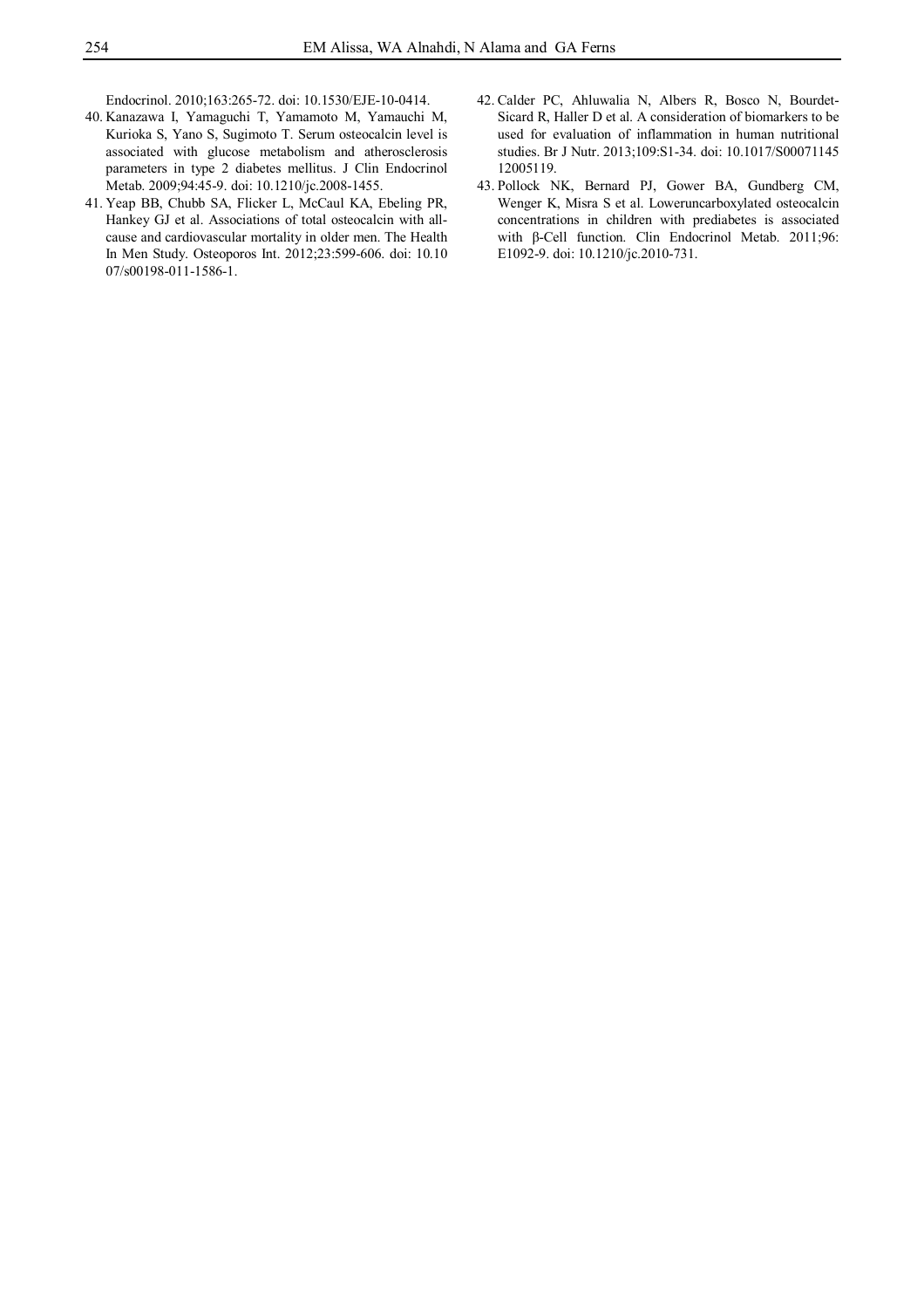Endocrinol. 2010;163:265-72. doi: 10.1530/EJE-10-0414.

40. Kanazawa I, Yamaguchi T, Yamamoto M, Yamauchi M, Kurioka S, Yano S, Sugimoto T. Serum osteocalcin level is associated with glucose metabolism and atherosclerosis parameters in type 2 diabetes mellitus. J Clin Endocrinol Metab. 2009;94:45-9. doi: 10.1210/jc.2008-1455.
41. Yeap BB, Chubb SA, Flicker L, McCaul KA, Ebeling PR, Hankey GJ et al. Associations of total osteocalcin with all-cause and cardiovascular mortality in older men. The Health In Men Study. Osteoporos Int. 2012;23:599-606. doi: 10.1007/s00198-011-1586-1.
42. Calder PC, Ahluwalia N, Albers R, Bosco N, Bourdet-Sicard R, Haller D et al. A consideration of biomarkers to be used for evaluation of inflammation in human nutritional studies. Br J Nutr. 2013;109:S1-34. doi: 10.1017/S0007114512005119.
43. Pollock NK, Bernard PJ, Gower BA, Gundberg CM, Wenger K, Misra S et al. Loweruncarboxylated osteocalcin concentrations in children with prediabetes is associated with β-Cell function. Clin Endocrinol Metab. 2011;96: E1092-9. doi: 10.1210/jc.2010-731.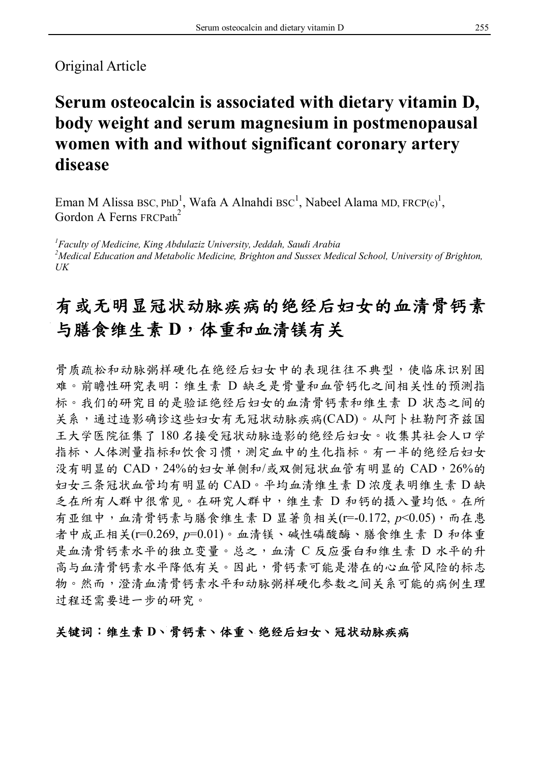Original Article

# Serum osteocalcin is associated with dietary vitamin D, body weight and serum magnesium in postmenopausal women with and without significant coronary artery disease

Eman M Alissa BSC, PhD[1], Wafa A Alnahdi BSC[1], Nabeel Alama MD, FRCP(c)[1], Gordon A Ferns FRCPath[2]

*[1]Faculty of Medicine, King Abdulaziz University, Jeddah, Saudi Arabia*
*[2]Medical Education and Metabolic Medicine, Brighton and Sussex Medical School, University of Brighton, UK*

# 有或无明显冠状动脉疾病的绝经后妇女的血清骨钙素与膳食维生素 D，体重和血清镁有关

骨质疏松和动脉粥样硬化在绝经后妇女中的表现往往不典型，使临床识别困难。前瞻性研究表明：维生素 D 缺乏是骨量和血管钙化之间相关性的预测指标。我们的研究目的是验证绝经后妇女的血清骨钙素和维生素 D 状态之间的关系，通过造影确诊这些妇女有无冠状动脉疾病(CAD)。从阿卜杜勒阿齐兹国王大学医院征集了 180 名接受冠状动脉造影的绝经后妇女。收集其社会人口学指标、人体测量指标和饮食习惯，测定血中的生化指标。有一半的绝经后妇女没有明显的 CAD，24%的妇女单侧和/或双侧冠状血管有明显的 CAD，26%的妇女三条冠状血管均有明显的 CAD。平均血清维生素 D 浓度表明维生素 D 缺乏在所有人群中很常见。在研究人群中，维生素 D 和钙的摄入量均低。在所有亚组中，血清骨钙素与膳食维生素 D 显著负相关($r=-0.172$, $p<0.05$)，而在患者中成正相关($r=0.269$, $p=0.01$)。血清镁、碱性磷酸酶、膳食维生素 D 和体重是血清骨钙素水平的独立变量。总之，血清 C 反应蛋白和维生素 D 水平的升高与血清骨钙素水平降低有关。因此，骨钙素可能是潜在的心血管风险的标志物。然而，澄清血清骨钙素水平和动脉粥样硬化参数之间关系可能的病例生理过程还需要进一步的研究。

**关键词：维生素 D、骨钙素、体重、绝经后妇女、冠状动脉疾病**